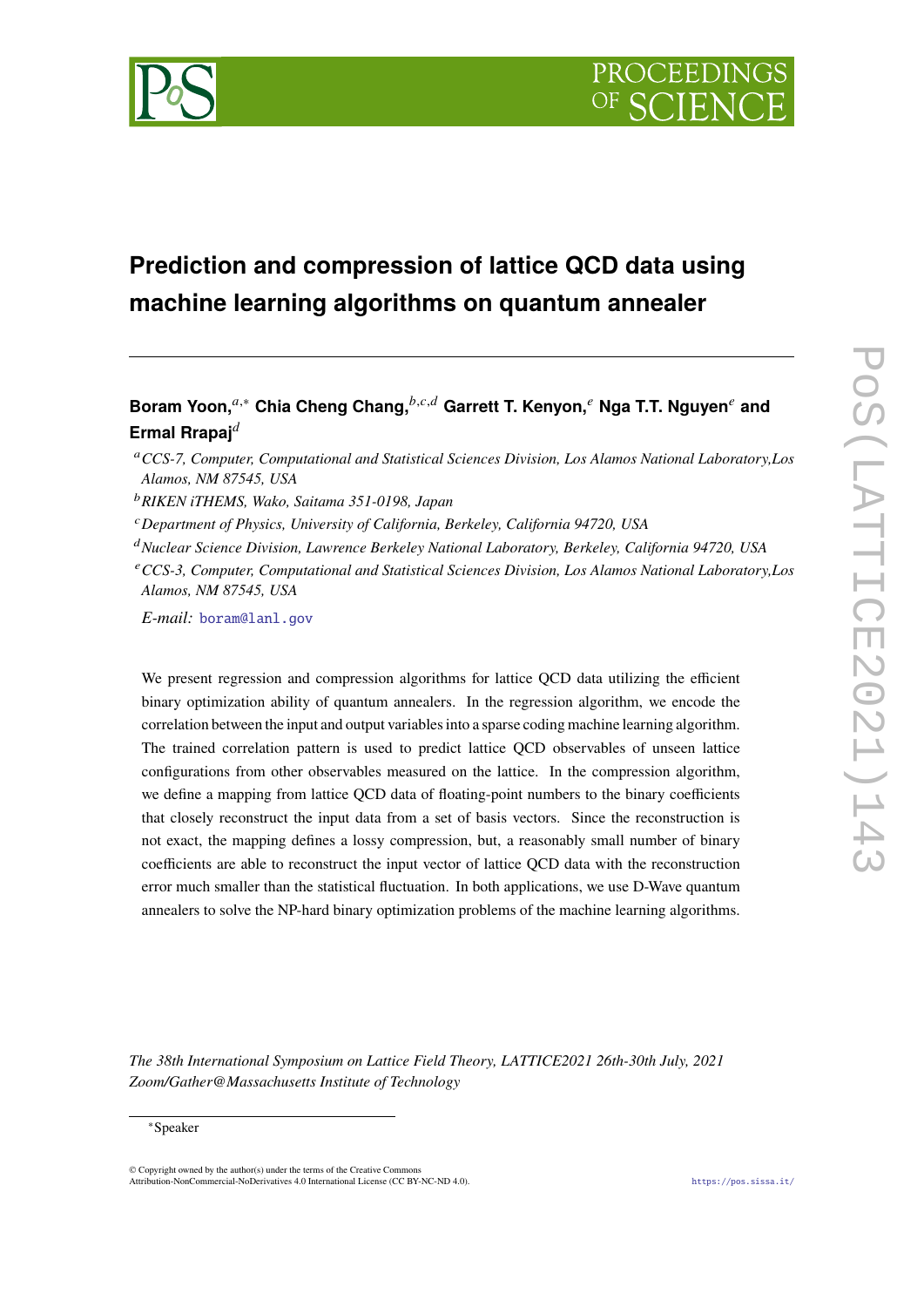# Prediction and compression of lattice QCD data using machine learning algorithms on quantum annealer

**Boram Yoon,**[a,*] **Chia Cheng Chang,**[b,c,d] **Garrett T. Kenyon,**[e] **Nga T.T. Nguyen**[e] **and Ermal Rrapaj**[d]

[a] *CCS-7, Computer, Computational and Statistical Sciences Division, Los Alamos National Laboratory, Los Alamos, NM 87545, USA*

[b] *RIKEN iTHEMS, Wako, Saitama 351-0198, Japan*

[c] *Department of Physics, University of California, Berkeley, California 94720, USA*

[d] *Nuclear Science Division, Lawrence Berkeley National Laboratory, Berkeley, California 94720, USA*

[e] *CCS-3, Computer, Computational and Statistical Sciences Division, Los Alamos National Laboratory, Los Alamos, NM 87545, USA*

*E-mail:* boram@lanl.gov

We present regression and compression algorithms for lattice QCD data utilizing the efficient binary optimization ability of quantum annealers. In the regression algorithm, we encode the correlation between the input and output variables into a sparse coding machine learning algorithm. The trained correlation pattern is used to predict lattice QCD observables of unseen lattice configurations from other observables measured on the lattice. In the compression algorithm, we define a mapping from lattice QCD data of floating-point numbers to the binary coefficients that closely reconstruct the input data from a set of basis vectors. Since the reconstruction is not exact, the mapping defines a lossy compression, but, a reasonably small number of binary coefficients are able to reconstruct the input vector of lattice QCD data with the reconstruction error much smaller than the statistical fluctuation. In both applications, we use D-Wave quantum annealers to solve the NP-hard binary optimization problems of the machine learning algorithms.

*The 38th International Symposium on Lattice Field Theory, LATTICE2021 26th-30th July, 2021 Zoom/Gather@Massachusetts Institute of Technology*

*Speaker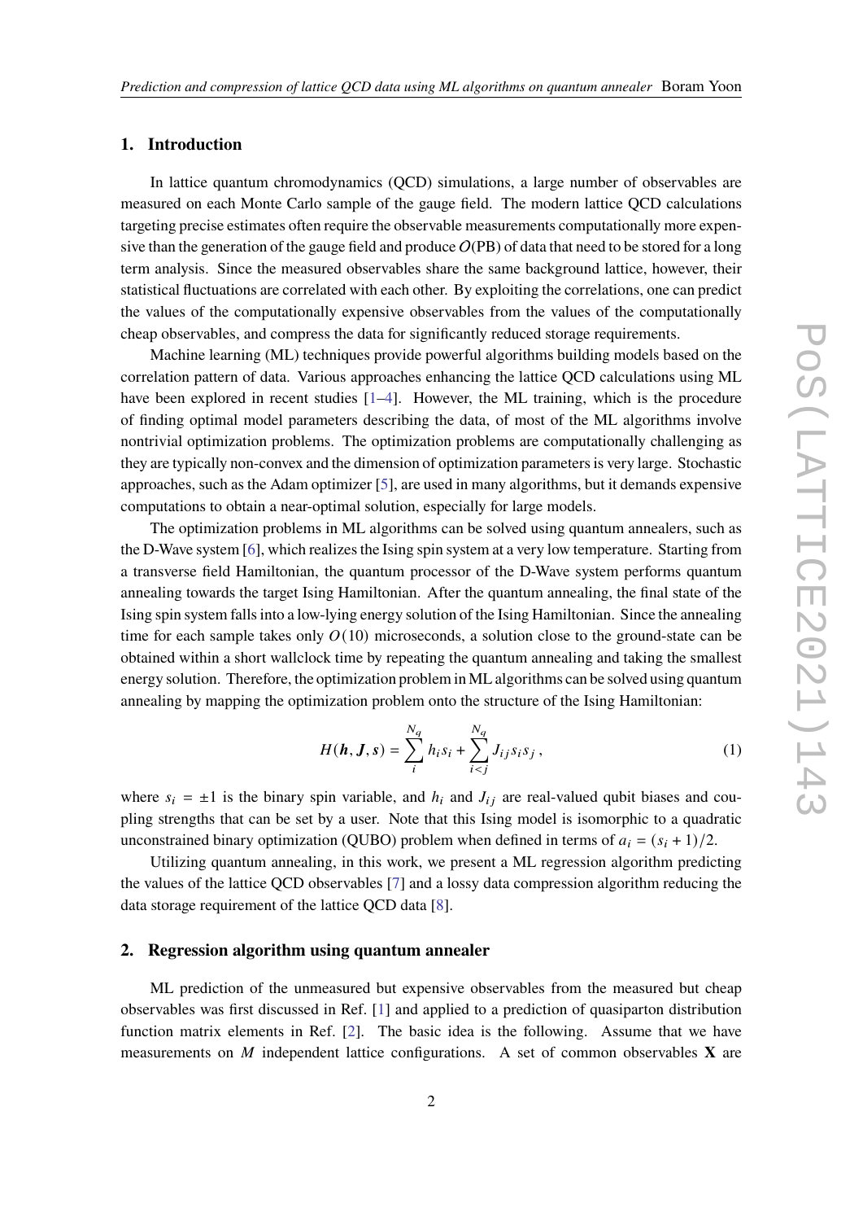## 1. Introduction

In lattice quantum chromodynamics (QCD) simulations, a large number of observables are measured on each Monte Carlo sample of the gauge field. The modern lattice QCD calculations targeting precise estimates often require the observable measurements computationally more expensive than the generation of the gauge field and produce $O$(PB) of data that need to be stored for a long term analysis. Since the measured observables share the same background lattice, however, their statistical fluctuations are correlated with each other. By exploiting the correlations, one can predict the values of the computationally expensive observables from the values of the computationally cheap observables, and compress the data for significantly reduced storage requirements.

Machine learning (ML) techniques provide powerful algorithms building models based on the correlation pattern of data. Various approaches enhancing the lattice QCD calculations using ML have been explored in recent studies [1–4]. However, the ML training, which is the procedure of finding optimal model parameters describing the data, of most of the ML algorithms involve nontrivial optimization problems. The optimization problems are computationally challenging as they are typically non-convex and the dimension of optimization parameters is very large. Stochastic approaches, such as the Adam optimizer [5], are used in many algorithms, but it demands expensive computations to obtain a near-optimal solution, especially for large models.

The optimization problems in ML algorithms can be solved using quantum annealers, such as the D-Wave system [6], which realizes the Ising spin system at a very low temperature. Starting from a transverse field Hamiltonian, the quantum processor of the D-Wave system performs quantum annealing towards the target Ising Hamiltonian. After the quantum annealing, the final state of the Ising spin system falls into a low-lying energy solution of the Ising Hamiltonian. Since the annealing time for each sample takes only $O(10)$ microseconds, a solution close to the ground-state can be obtained within a short wallclock time by repeating the quantum annealing and taking the smallest energy solution. Therefore, the optimization problem in ML algorithms can be solved using quantum annealing by mapping the optimization problem onto the structure of the Ising Hamiltonian:

$$H(\boldsymbol{h}, \boldsymbol{J}, \boldsymbol{s}) = \sum_{i}^{N_q} h_i s_i + \sum_{i<j}^{N_q} J_{ij} s_i s_j \,, \tag{1}$$

where $s_i = \pm 1$ is the binary spin variable, and $h_i$ and $J_{ij}$ are real-valued qubit biases and coupling strengths that can be set by a user. Note that this Ising model is isomorphic to a quadratic unconstrained binary optimization (QUBO) problem when defined in terms of $a_i = (s_i + 1)/2$.

Utilizing quantum annealing, in this work, we present a ML regression algorithm predicting the values of the lattice QCD observables [7] and a lossy data compression algorithm reducing the data storage requirement of the lattice QCD data [8].

## 2. Regression algorithm using quantum annealer

ML prediction of the unmeasured but expensive observables from the measured but cheap observables was first discussed in Ref. [1] and applied to a prediction of quasiparton distribution function matrix elements in Ref. [2]. The basic idea is the following. Assume that we have measurements on $M$ independent lattice configurations. A set of common observables $\mathbf{X}$ are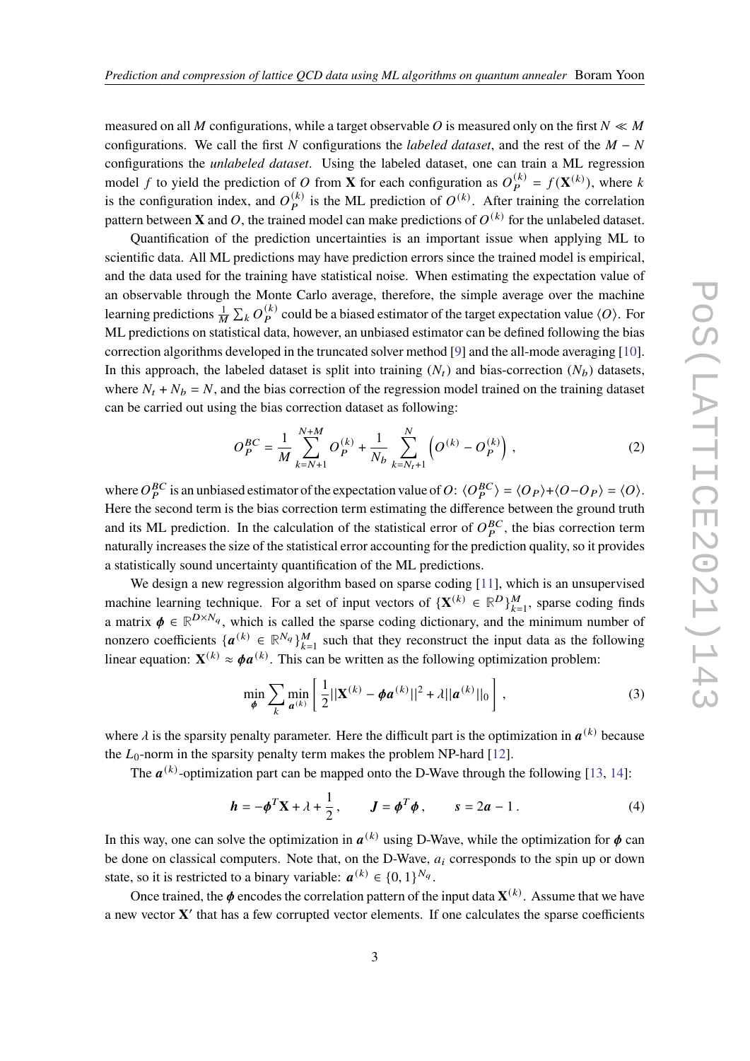measured on all $M$ configurations, while a target observable $O$ is measured only on the first $N \ll M$ configurations. We call the first $N$ configurations the *labeled dataset*, and the rest of the $M - N$ configurations the *unlabeled dataset*. Using the labeled dataset, one can train a ML regression model $f$ to yield the prediction of $O$ from $\mathbf{X}$ for each configuration as $O_P^{(k)} = f(\mathbf{X}^{(k)})$, where $k$ is the configuration index, and $O_P^{(k)}$ is the ML prediction of $O^{(k)}$. After training the correlation pattern between $\mathbf{X}$ and $O$, the trained model can make predictions of $O^{(k)}$ for the unlabeled dataset.

Quantification of the prediction uncertainties is an important issue when applying ML to scientific data. All ML predictions may have prediction errors since the trained model is empirical, and the data used for the training have statistical noise. When estimating the expectation value of an observable through the Monte Carlo average, therefore, the simple average over the machine learning predictions $\frac{1}{M}\sum_k O_P^{(k)}$ could be a biased estimator of the target expectation value $\langle O \rangle$. For ML predictions on statistical data, however, an unbiased estimator can be defined following the bias correction algorithms developed in the truncated solver method [9] and the all-mode averaging [10]. In this approach, the labeled dataset is split into training ($N_t$) and bias-correction ($N_b$) datasets, where $N_t + N_b = N$, and the bias correction of the regression model trained on the training dataset can be carried out using the bias correction dataset as following:

$$
O_P^{BC} = \frac{1}{M} \sum_{k=N+1}^{N+M} O_P^{(k)} + \frac{1}{N_b} \sum_{k=N_t+1}^{N} \left( O^{(k)} - O_P^{(k)} \right) , \tag{2}
$$

where $O_P^{BC}$ is an unbiased estimator of the expectation value of $O$: $\langle O_P^{BC} \rangle = \langle O_P \rangle + \langle O - O_P \rangle = \langle O \rangle$. Here the second term is the bias correction term estimating the difference between the ground truth and its ML prediction. In the calculation of the statistical error of $O_P^{BC}$, the bias correction term naturally increases the size of the statistical error accounting for the prediction quality, so it provides a statistically sound uncertainty quantification of the ML predictions.

We design a new regression algorithm based on sparse coding [11], which is an unsupervised machine learning technique. For a set of input vectors of $\{\mathbf{X}^{(k)} \in \mathbb{R}^D\}_{k=1}^M$, sparse coding finds a matrix $\boldsymbol{\phi} \in \mathbb{R}^{D \times N_q}$, which is called the sparse coding dictionary, and the minimum number of nonzero coefficients $\{\boldsymbol{a}^{(k)} \in \mathbb{R}^{N_q}\}_{k=1}^M$ such that they reconstruct the input data as the following linear equation: $\mathbf{X}^{(k)} \approx \boldsymbol{\phi}\boldsymbol{a}^{(k)}$. This can be written as the following optimization problem:

$$
\min_{\boldsymbol{\phi}} \sum_k \min_{\boldsymbol{a}^{(k)}} \left[ \frac{1}{2} ||\mathbf{X}^{(k)} - \boldsymbol{\phi}\boldsymbol{a}^{(k)}||^2 + \lambda ||\boldsymbol{a}^{(k)}||_0 \right] , \tag{3}
$$

where $\lambda$ is the sparsity penalty parameter. Here the difficult part is the optimization in $\boldsymbol{a}^{(k)}$ because the $L_0$-norm in the sparsity penalty term makes the problem NP-hard [12].

The $\boldsymbol{a}^{(k)}$-optimization part can be mapped onto the D-Wave through the following [13, 14]:

$$
\boldsymbol{h} = -\boldsymbol{\phi}^T \mathbf{X} + \lambda + \frac{1}{2} , \qquad \boldsymbol{J} = \boldsymbol{\phi}^T \boldsymbol{\phi} , \qquad \boldsymbol{s} = 2\boldsymbol{a} - 1 . \tag{4}
$$

In this way, one can solve the optimization in $\boldsymbol{a}^{(k)}$ using D-Wave, while the optimization for $\boldsymbol{\phi}$ can be done on classical computers. Note that, on the D-Wave, $a_i$ corresponds to the spin up or down state, so it is restricted to a binary variable: $\boldsymbol{a}^{(k)} \in \{0, 1\}^{N_q}$.

Once trained, the $\boldsymbol{\phi}$ encodes the correlation pattern of the input data $\mathbf{X}^{(k)}$. Assume that we have a new vector $\mathbf{X}'$ that has a few corrupted vector elements. If one calculates the sparse coefficients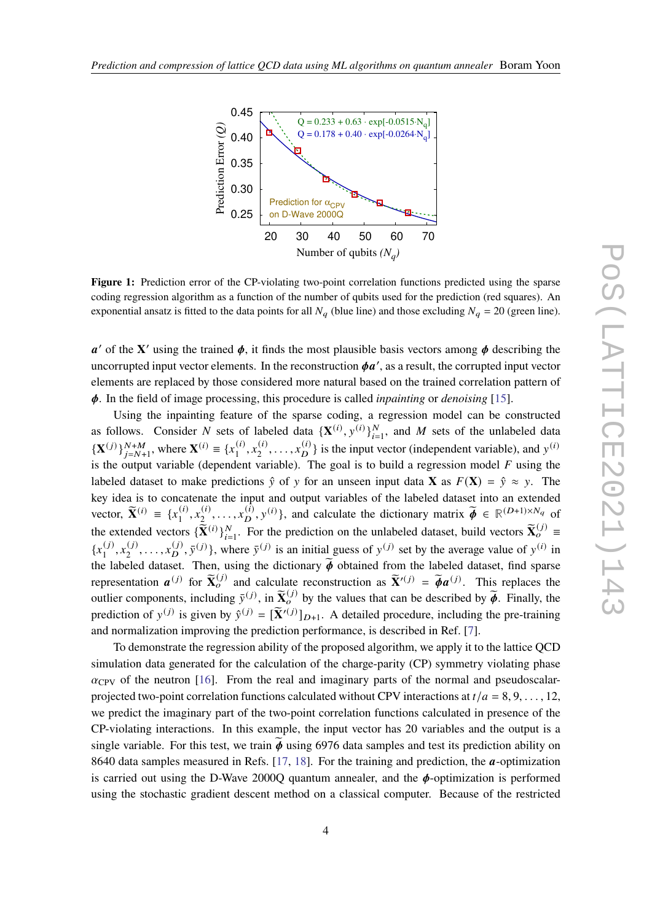**Figure 1:** Prediction error of the CP-violating two-point correlation functions predicted using the sparse coding regression algorithm as a function of the number of qubits used for the prediction (red squares). An exponential ansatz is fitted to the data points for all $N_q$ (blue line) and those excluding $N_q = 20$ (green line).

$\boldsymbol{a}'$ of the $\mathbf{X}'$ using the trained $\boldsymbol{\phi}$, it finds the most plausible basis vectors among $\boldsymbol{\phi}$ describing the uncorrupted input vector elements. In the reconstruction $\boldsymbol{\phi}\boldsymbol{a}'$, as a result, the corrupted input vector elements are replaced by those considered more natural based on the trained correlation pattern of $\boldsymbol{\phi}$. In the field of image processing, this procedure is called *inpainting* or *denoising* [15].

Using the inpainting feature of the sparse coding, a regression model can be constructed as follows. Consider $N$ sets of labeled data $\{\mathbf{X}^{(i)}, y^{(i)}\}_{i=1}^{N}$, and $M$ sets of the unlabeled data $\{\mathbf{X}^{(j)}\}_{j=N+1}^{N+M}$, where $\mathbf{X}^{(i)} \equiv \{x_1^{(i)}, x_2^{(i)}, \ldots, x_D^{(i)}\}$ is the input vector (independent variable), and $y^{(i)}$ is the output variable (dependent variable). The goal is to build a regression model $F$ using the labeled dataset to make predictions $\hat{y}$ of $y$ for an unseen input data $\mathbf{X}$ as $F(\mathbf{X}) = \hat{y} \approx y$. The key idea is to concatenate the input and output variables of the labeled dataset into an extended vector, $\widetilde{\mathbf{X}}^{(i)} \equiv \{x_1^{(i)}, x_2^{(i)}, \ldots, x_D^{(i)}, y^{(i)}\}$, and calculate the dictionary matrix $\widetilde{\boldsymbol{\phi}} \in \mathbb{R}^{(D+1)\times N_q}$ of the extended vectors $\{\widetilde{\mathbf{X}}^{(i)}\}_{i=1}^{N}$. For the prediction on the unlabeled dataset, build vectors $\widetilde{\mathbf{X}}_o^{(j)} \equiv \{x_1^{(j)}, x_2^{(j)}, \ldots, x_D^{(j)}, \bar{y}^{(j)}\}$, where $\bar{y}^{(j)}$ is an initial guess of $y^{(j)}$ set by the average value of $y^{(i)}$ in the labeled dataset. Then, using the dictionary $\widetilde{\boldsymbol{\phi}}$ obtained from the labeled dataset, find sparse representation $\boldsymbol{a}^{(j)}$ for $\widetilde{\mathbf{X}}_o^{(j)}$ and calculate reconstruction as $\widetilde{\mathbf{X}}'^{(j)} = \widetilde{\boldsymbol{\phi}}\boldsymbol{a}^{(j)}$. This replaces the outlier components, including $\bar{y}^{(j)}$, in $\widetilde{\mathbf{X}}_o^{(j)}$ by the values that can be described by $\widetilde{\boldsymbol{\phi}}$. Finally, the prediction of $y^{(j)}$ is given by $\hat{y}^{(j)} = [\widetilde{\mathbf{X}}'^{(j)}]_{D+1}$. A detailed procedure, including the pre-training and normalization improving the prediction performance, is described in Ref. [7].

To demonstrate the regression ability of the proposed algorithm, we apply it to the lattice QCD simulation data generated for the calculation of the charge-parity (CP) symmetry violating phase $\alpha_{\text{CPV}}$ of the neutron [16]. From the real and imaginary parts of the normal and pseudoscalar-projected two-point correlation functions calculated without CPV interactions at $t/a = 8, 9, \ldots, 12$, we predict the imaginary part of the two-point correlation functions calculated in presence of the CP-violating interactions. In this example, the input vector has 20 variables and the output is a single variable. For this test, we train $\widetilde{\boldsymbol{\phi}}$ using 6976 data samples and test its prediction ability on 8640 data samples measured in Refs. [17, 18]. For the training and prediction, the $\boldsymbol{a}$-optimization is carried out using the D-Wave 2000Q quantum annealer, and the $\boldsymbol{\phi}$-optimization is performed using the stochastic gradient descent method on a classical computer. Because of the restricted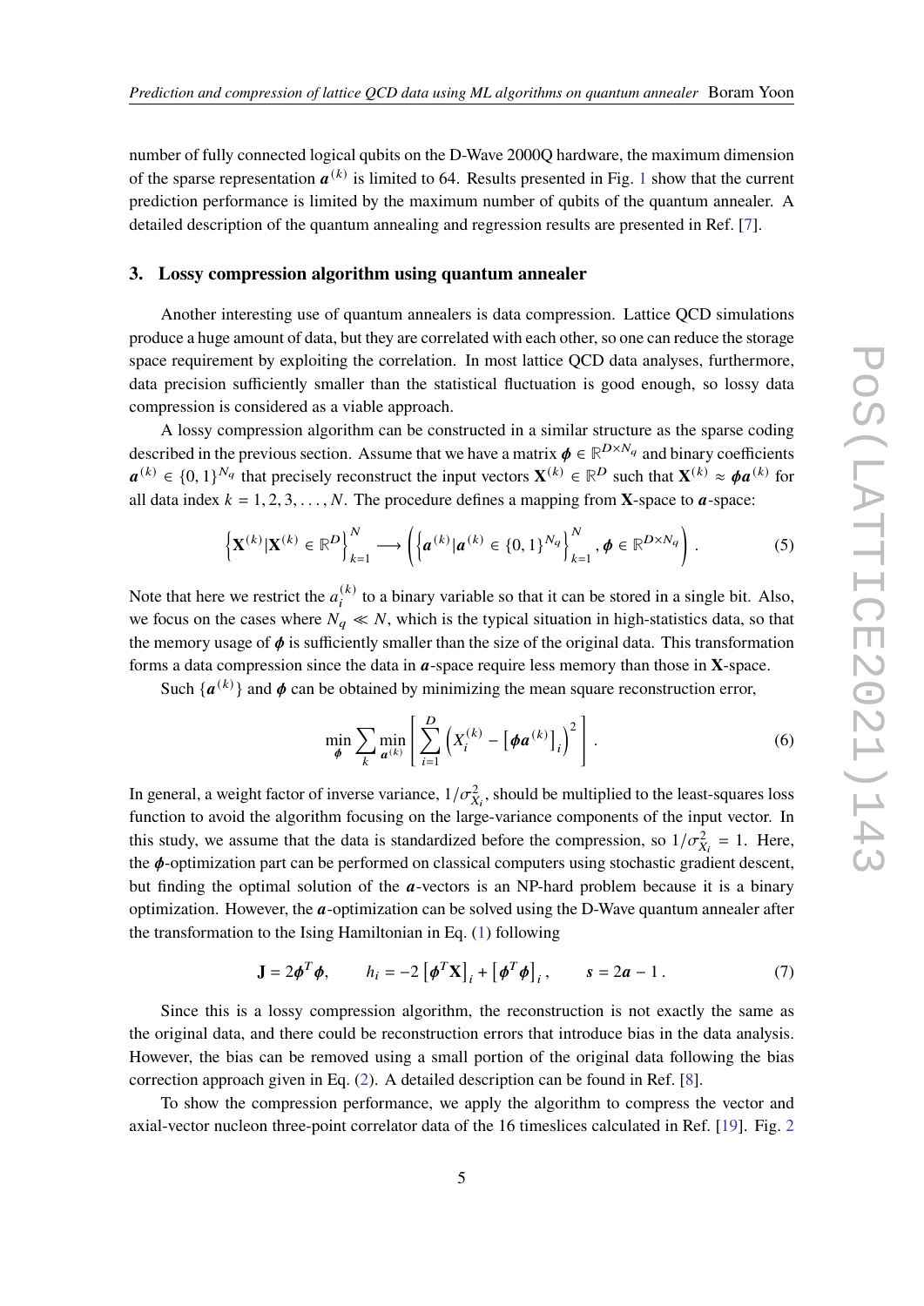number of fully connected logical qubits on the D-Wave 2000Q hardware, the maximum dimension of the sparse representation $\boldsymbol{a}^{(k)}$ is limited to 64. Results presented in Fig. 1 show that the current prediction performance is limited by the maximum number of qubits of the quantum annealer. A detailed description of the quantum annealing and regression results are presented in Ref. [7].

## 3. Lossy compression algorithm using quantum annealer

Another interesting use of quantum annealers is data compression. Lattice QCD simulations produce a huge amount of data, but they are correlated with each other, so one can reduce the storage space requirement by exploiting the correlation. In most lattice QCD data analyses, furthermore, data precision sufficiently smaller than the statistical fluctuation is good enough, so lossy data compression is considered as a viable approach.

A lossy compression algorithm can be constructed in a similar structure as the sparse coding described in the previous section. Assume that we have a matrix $\boldsymbol{\phi} \in \mathbb{R}^{D\times N_q}$ and binary coefficients $\boldsymbol{a}^{(k)} \in \{0,1\}^{N_q}$ that precisely reconstruct the input vectors $\mathbf{X}^{(k)} \in \mathbb{R}^D$ such that $\mathbf{X}^{(k)} \approx \boldsymbol{\phi}\boldsymbol{a}^{(k)}$ for all data index $k = 1, 2, 3, \ldots, N$. The procedure defines a mapping from $\mathbf{X}$-space to $\boldsymbol{a}$-space:

$$\left\{\mathbf{X}^{(k)}|\mathbf{X}^{(k)} \in \mathbb{R}^D\right\}_{k=1}^{N} \longrightarrow \left(\left\{\boldsymbol{a}^{(k)}|\boldsymbol{a}^{(k)} \in \{0,1\}^{N_q}\right\}_{k=1}^{N}, \boldsymbol{\phi} \in \mathbb{R}^{D\times N_q}\right). \tag{5}$$

Note that here we restrict the $a_i^{(k)}$ to a binary variable so that it can be stored in a single bit. Also, we focus on the cases where $N_q \ll N$, which is the typical situation in high-statistics data, so that the memory usage of $\boldsymbol{\phi}$ is sufficiently smaller than the size of the original data. This transformation forms a data compression since the data in $\boldsymbol{a}$-space require less memory than those in $\mathbf{X}$-space.

Such $\{\boldsymbol{a}^{(k)}\}$ and $\boldsymbol{\phi}$ can be obtained by minimizing the mean square reconstruction error,

$$\min_{\boldsymbol{\phi}} \sum_k \min_{\boldsymbol{a}^{(k)}} \left[\sum_{i=1}^{D}\left(X_i^{(k)} - \left[\boldsymbol{\phi}\boldsymbol{a}^{(k)}\right]_i\right)^2\right]. \tag{6}$$

In general, a weight factor of inverse variance, $1/\sigma_{X_i}^2$, should be multiplied to the least-squares loss function to avoid the algorithm focusing on the large-variance components of the input vector. In this study, we assume that the data is standardized before the compression, so $1/\sigma_{X_i}^2 = 1$. Here, the $\boldsymbol{\phi}$-optimization part can be performed on classical computers using stochastic gradient descent, but finding the optimal solution of the $\boldsymbol{a}$-vectors is an NP-hard problem because it is a binary optimization. However, the $\boldsymbol{a}$-optimization can be solved using the D-Wave quantum annealer after the transformation to the Ising Hamiltonian in Eq. (1) following

$$\mathbf{J} = 2\boldsymbol{\phi}^T\boldsymbol{\phi}, \qquad h_i = -2\left[\boldsymbol{\phi}^T\mathbf{X}\right]_i + \left[\boldsymbol{\phi}^T\boldsymbol{\phi}\right]_i, \qquad \boldsymbol{s} = 2\boldsymbol{a} - 1\,. \tag{7}$$

Since this is a lossy compression algorithm, the reconstruction is not exactly the same as the original data, and there could be reconstruction errors that introduce bias in the data analysis. However, the bias can be removed using a small portion of the original data following the bias correction approach given in Eq. (2). A detailed description can be found in Ref. [8].

To show the compression performance, we apply the algorithm to compress the vector and axial-vector nucleon three-point correlator data of the 16 timeslices calculated in Ref. [19]. Fig. 2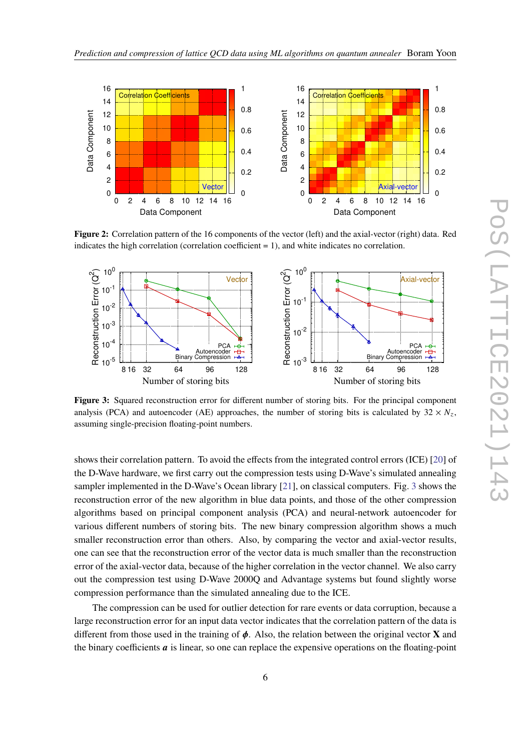**Figure 2:** Correlation pattern of the 16 components of the vector (left) and the axial-vector (right) data. Red indicates the high correlation (correlation coefficient = 1), and white indicates no correlation.

**Figure 3:** Squared reconstruction error for different number of storing bits. For the principal component analysis (PCA) and autoencoder (AE) approaches, the number of storing bits is calculated by $32 \times N_z$, assuming single-precision floating-point numbers.

shows their correlation pattern. To avoid the effects from the integrated control errors (ICE) [20] of the D-Wave hardware, we first carry out the compression tests using D-Wave's simulated annealing sampler implemented in the D-Wave's Ocean library [21], on classical computers. Fig. 3 shows the reconstruction error of the new algorithm in blue data points, and those of the other compression algorithms based on principal component analysis (PCA) and neural-network autoencoder for various different numbers of storing bits. The new binary compression algorithm shows a much smaller reconstruction error than others. Also, by comparing the vector and axial-vector results, one can see that the reconstruction error of the vector data is much smaller than the reconstruction error of the axial-vector data, because of the higher correlation in the vector channel. We also carry out the compression test using D-Wave 2000Q and Advantage systems but found slightly worse compression performance than the simulated annealing due to the ICE.

The compression can be used for outlier detection for rare events or data corruption, because a large reconstruction error for an input data vector indicates that the correlation pattern of the data is different from those used in the training of $\boldsymbol{\phi}$. Also, the relation between the original vector $\mathbf{X}$ and the binary coefficients $\boldsymbol{a}$ is linear, so one can replace the expensive operations on the floating-point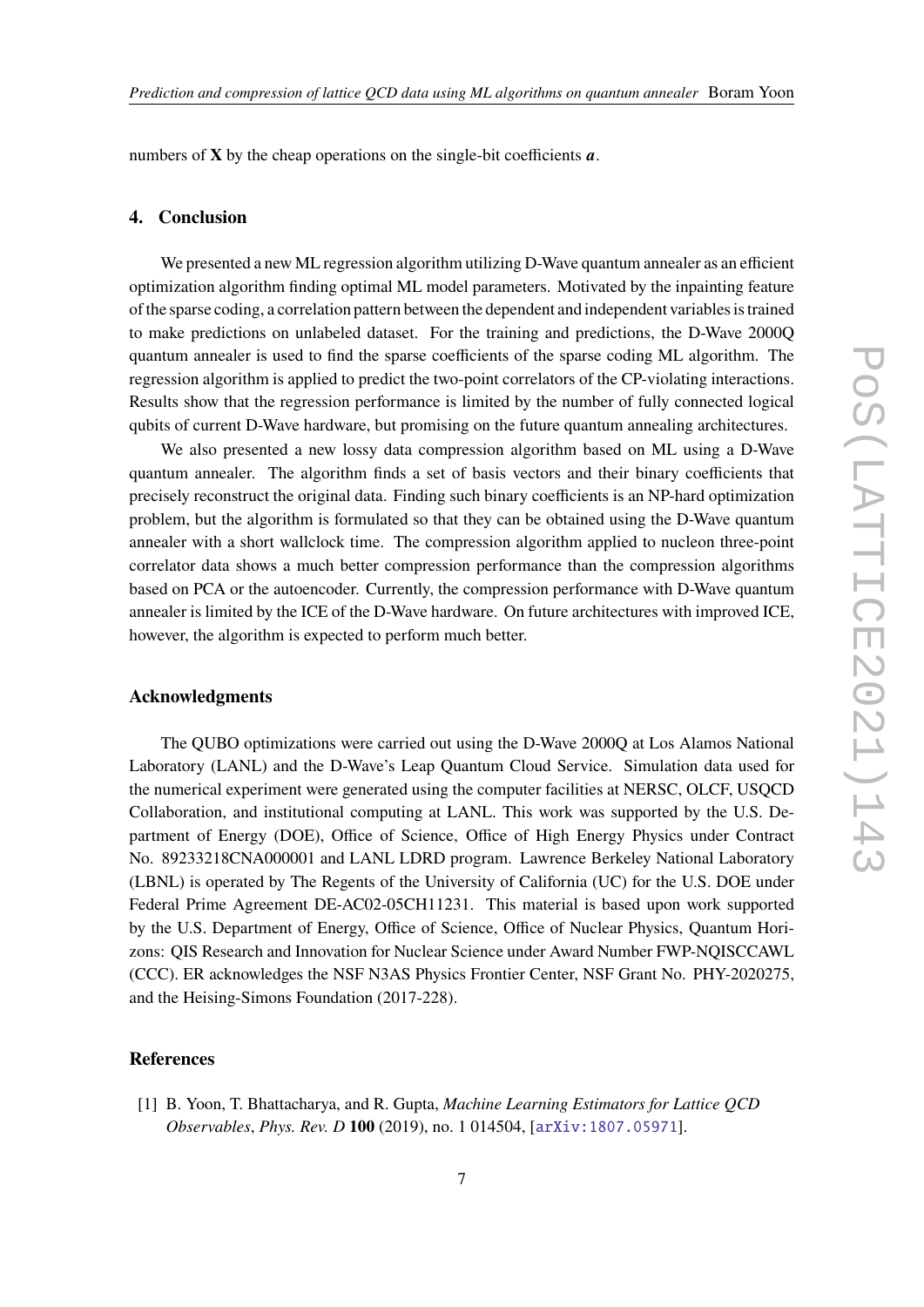numbers of $\mathbf{X}$ by the cheap operations on the single-bit coefficients $\boldsymbol{a}$.

## 4. Conclusion

We presented a new ML regression algorithm utilizing D-Wave quantum annealer as an efficient optimization algorithm finding optimal ML model parameters. Motivated by the inpainting feature of the sparse coding, a correlation pattern between the dependent and independent variables is trained to make predictions on unlabeled dataset. For the training and predictions, the D-Wave 2000Q quantum annealer is used to find the sparse coefficients of the sparse coding ML algorithm. The regression algorithm is applied to predict the two-point correlators of the CP-violating interactions. Results show that the regression performance is limited by the number of fully connected logical qubits of current D-Wave hardware, but promising on the future quantum annealing architectures.

We also presented a new lossy data compression algorithm based on ML using a D-Wave quantum annealer. The algorithm finds a set of basis vectors and their binary coefficients that precisely reconstruct the original data. Finding such binary coefficients is an NP-hard optimization problem, but the algorithm is formulated so that they can be obtained using the D-Wave quantum annealer with a short wallclock time. The compression algorithm applied to nucleon three-point correlator data shows a much better compression performance than the compression algorithms based on PCA or the autoencoder. Currently, the compression performance with D-Wave quantum annealer is limited by the ICE of the D-Wave hardware. On future architectures with improved ICE, however, the algorithm is expected to perform much better.

## Acknowledgments

The QUBO optimizations were carried out using the D-Wave 2000Q at Los Alamos National Laboratory (LANL) and the D-Wave's Leap Quantum Cloud Service. Simulation data used for the numerical experiment were generated using the computer facilities at NERSC, OLCF, USQCD Collaboration, and institutional computing at LANL. This work was supported by the U.S. Department of Energy (DOE), Office of Science, Office of High Energy Physics under Contract No. 89233218CNA000001 and LANL LDRD program. Lawrence Berkeley National Laboratory (LBNL) is operated by The Regents of the University of California (UC) for the U.S. DOE under Federal Prime Agreement DE-AC02-05CH11231. This material is based upon work supported by the U.S. Department of Energy, Office of Science, Office of Nuclear Physics, Quantum Horizons: QIS Research and Innovation for Nuclear Science under Award Number FWP-NQISCCAWL (CCC). ER acknowledges the NSF N3AS Physics Frontier Center, NSF Grant No. PHY-2020275, and the Heising-Simons Foundation (2017-228).

## References

[1] B. Yoon, T. Bhattacharya, and R. Gupta, *Machine Learning Estimators for Lattice QCD Observables*, *Phys. Rev. D* **100** (2019), no. 1 014504, [arXiv:1807.05971].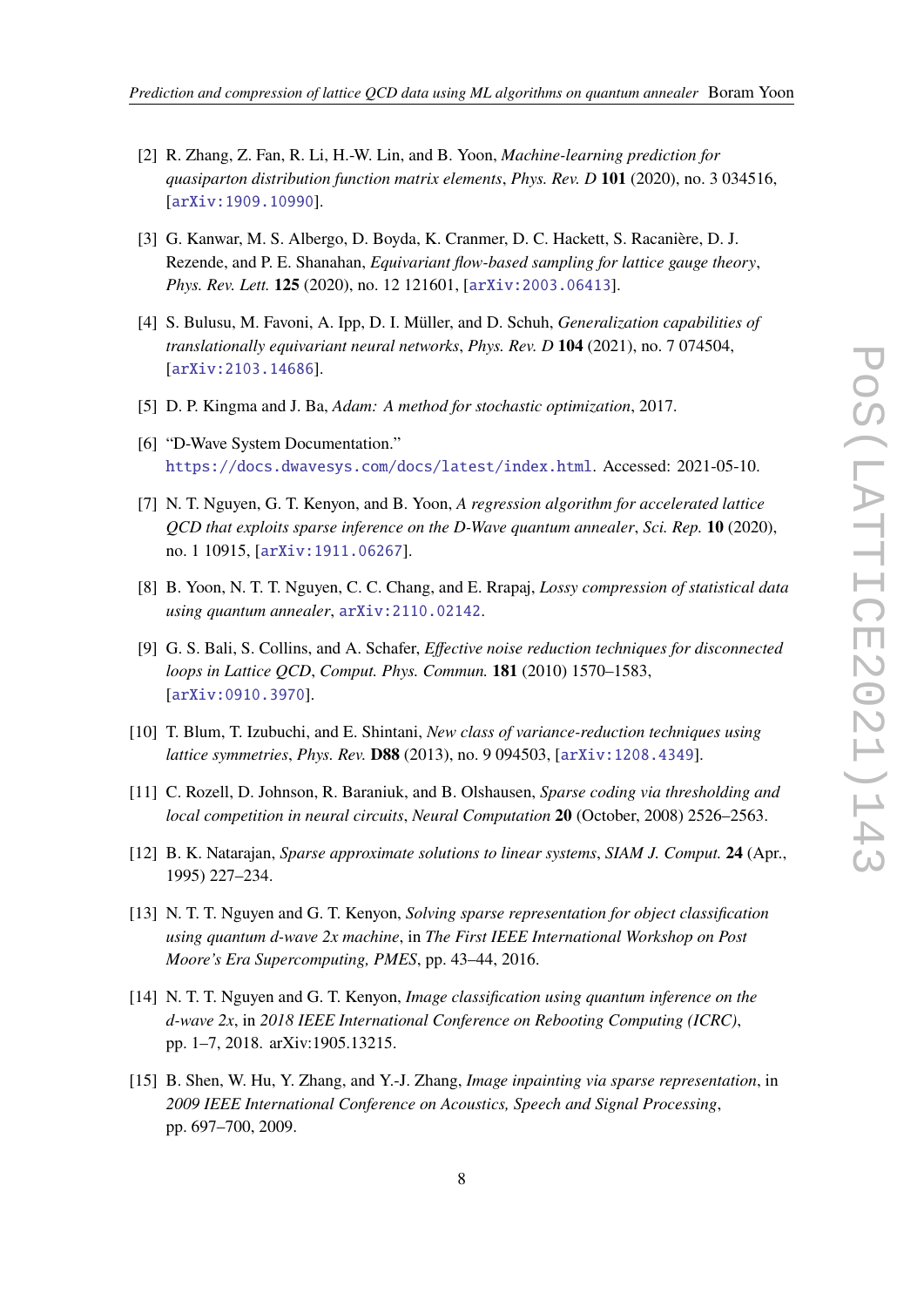[2] R. Zhang, Z. Fan, R. Li, H.-W. Lin, and B. Yoon, *Machine-learning prediction for quasiparton distribution function matrix elements*, *Phys. Rev. D* **101** (2020), no. 3 034516, [arXiv:1909.10990].

[3] G. Kanwar, M. S. Albergo, D. Boyda, K. Cranmer, D. C. Hackett, S. Racanière, D. J. Rezende, and P. E. Shanahan, *Equivariant flow-based sampling for lattice gauge theory*, *Phys. Rev. Lett.* **125** (2020), no. 12 121601, [arXiv:2003.06413].

[4] S. Bulusu, M. Favoni, A. Ipp, D. I. Müller, and D. Schuh, *Generalization capabilities of translationally equivariant neural networks*, *Phys. Rev. D* **104** (2021), no. 7 074504, [arXiv:2103.14686].

[5] D. P. Kingma and J. Ba, *Adam: A method for stochastic optimization*, 2017.

[6] "D-Wave System Documentation." https://docs.dwavesys.com/docs/latest/index.html. Accessed: 2021-05-10.

[7] N. T. Nguyen, G. T. Kenyon, and B. Yoon, *A regression algorithm for accelerated lattice QCD that exploits sparse inference on the D-Wave quantum annealer*, *Sci. Rep.* **10** (2020), no. 1 10915, [arXiv:1911.06267].

[8] B. Yoon, N. T. T. Nguyen, C. C. Chang, and E. Rrapaj, *Lossy compression of statistical data using quantum annealer*, arXiv:2110.02142.

[9] G. S. Bali, S. Collins, and A. Schafer, *Effective noise reduction techniques for disconnected loops in Lattice QCD*, *Comput. Phys. Commun.* **181** (2010) 1570–1583, [arXiv:0910.3970].

[10] T. Blum, T. Izubuchi, and E. Shintani, *New class of variance-reduction techniques using lattice symmetries*, *Phys. Rev.* **D88** (2013), no. 9 094503, [arXiv:1208.4349].

[11] C. Rozell, D. Johnson, R. Baraniuk, and B. Olshausen, *Sparse coding via thresholding and local competition in neural circuits*, *Neural Computation* **20** (October, 2008) 2526–2563.

[12] B. K. Natarajan, *Sparse approximate solutions to linear systems*, *SIAM J. Comput.* **24** (Apr., 1995) 227–234.

[13] N. T. T. Nguyen and G. T. Kenyon, *Solving sparse representation for object classification using quantum d-wave 2x machine*, in *The First IEEE International Workshop on Post Moore's Era Supercomputing, PMES*, pp. 43–44, 2016.

[14] N. T. T. Nguyen and G. T. Kenyon, *Image classification using quantum inference on the d-wave 2x*, in *2018 IEEE International Conference on Rebooting Computing (ICRC)*, pp. 1–7, 2018. arXiv:1905.13215.

[15] B. Shen, W. Hu, Y. Zhang, and Y.-J. Zhang, *Image inpainting via sparse representation*, in *2009 IEEE International Conference on Acoustics, Speech and Signal Processing*, pp. 697–700, 2009.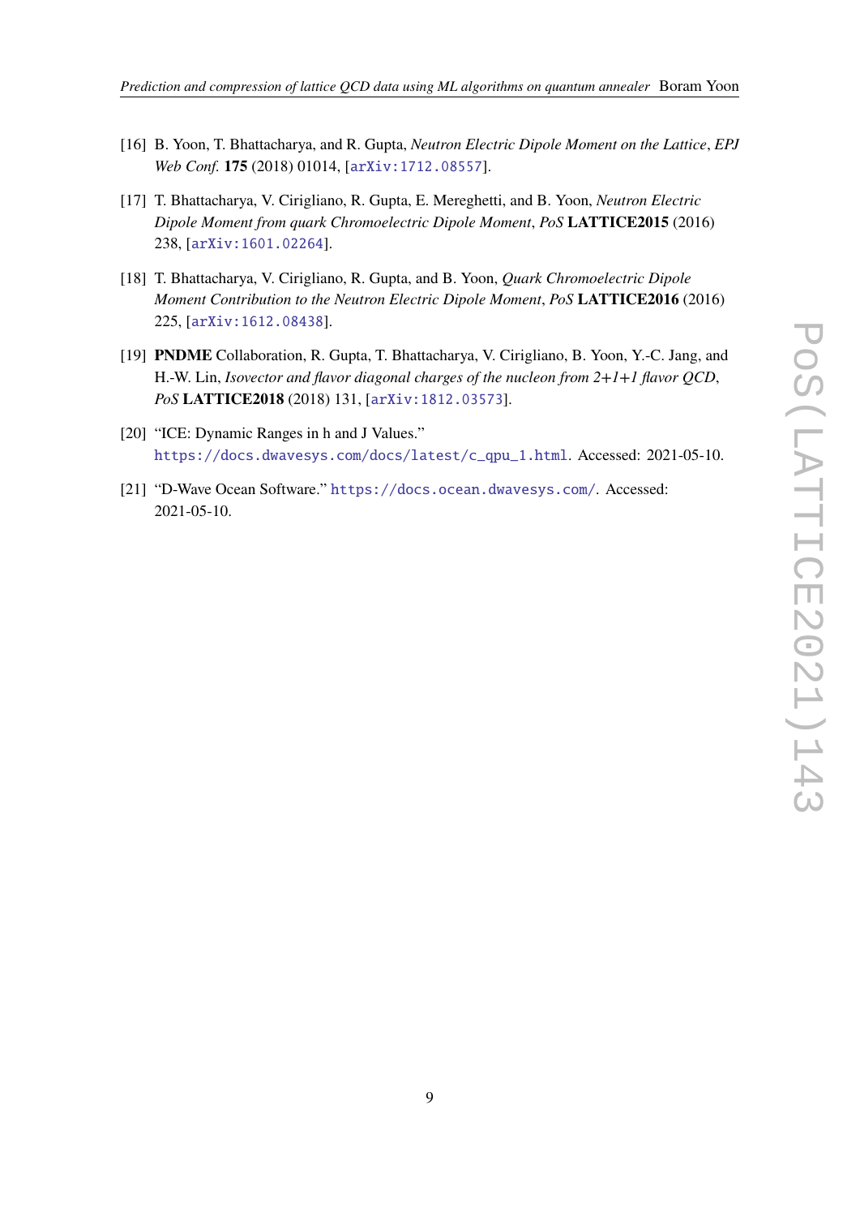[16] B. Yoon, T. Bhattacharya, and R. Gupta, *Neutron Electric Dipole Moment on the Lattice*, *EPJ Web Conf.* **175** (2018) 01014, [arXiv:1712.08557].

[17] T. Bhattacharya, V. Cirigliano, R. Gupta, E. Mereghetti, and B. Yoon, *Neutron Electric Dipole Moment from quark Chromoelectric Dipole Moment*, *PoS* **LATTICE2015** (2016) 238, [arXiv:1601.02264].

[18] T. Bhattacharya, V. Cirigliano, R. Gupta, and B. Yoon, *Quark Chromoelectric Dipole Moment Contribution to the Neutron Electric Dipole Moment*, *PoS* **LATTICE2016** (2016) 225, [arXiv:1612.08438].

[19] **PNDME** Collaboration, R. Gupta, T. Bhattacharya, V. Cirigliano, B. Yoon, Y.-C. Jang, and H.-W. Lin, *Isovector and flavor diagonal charges of the nucleon from 2+1+1 flavor QCD*, *PoS* **LATTICE2018** (2018) 131, [arXiv:1812.03573].

[20] "ICE: Dynamic Ranges in h and J Values." https://docs.dwavesys.com/docs/latest/c_qpu_1.html. Accessed: 2021-05-10.

[21] "D-Wave Ocean Software." https://docs.ocean.dwavesys.com/. Accessed: 2021-05-10.